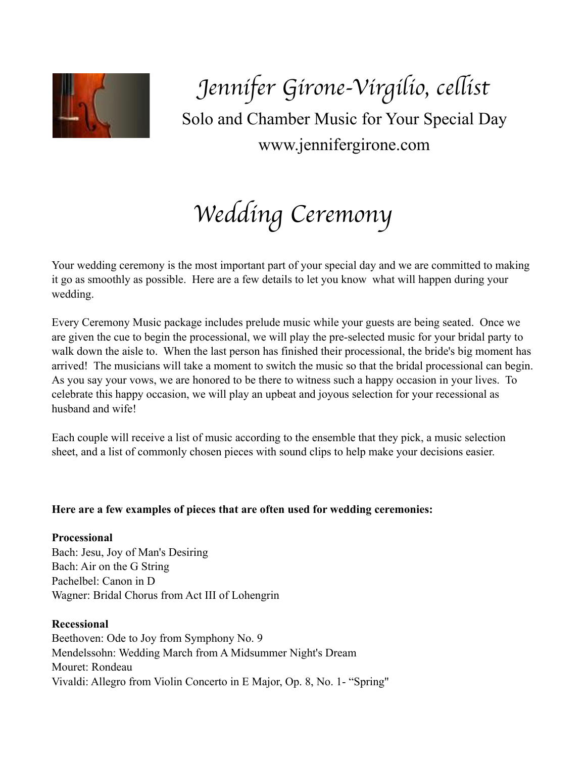# Jennifer Girone-Virgilio, cellist

Solo and Chamber Music for Your Special Day

www.jennifergirone.com

## Wedding Ceremony

Your wedding ceremony is the most important part of your special day and we are committed to making it go as smoothly as possible. Here are a few details to let you know what will happen during your wedding.

Every Ceremony Music package includes prelude music while your guests are being seated. Once we are given the cue to begin the processional, we will play the pre-selected music for your bridal party to walk down the aisle to. When the last person has finished their processional, the bride's big moment has arrived! The musicians will take a moment to switch the music so that the bridal processional can begin. As you say your vows, we are honored to be there to witness such a happy occasion in your lives. To celebrate this happy occasion, we will play an upbeat and joyous selection for your recessional as husband and wife!

Each couple will receive a list of music according to the ensemble that they pick, a music selection sheet, and a list of commonly chosen pieces with sound clips to help make your decisions easier.

**Here are a few examples of pieces that are often used for wedding ceremonies:**

**Processional**
Bach: Jesu, Joy of Man's Desiring
Bach: Air on the G String
Pachelbel: Canon in D
Wagner: Bridal Chorus from Act III of Lohengrin

**Recessional**
Beethoven: Ode to Joy from Symphony No. 9
Mendelssohn: Wedding March from A Midsummer Night's Dream
Mouret: Rondeau
Vivaldi: Allegro from Violin Concerto in E Major, Op. 8, No. 1- “Spring"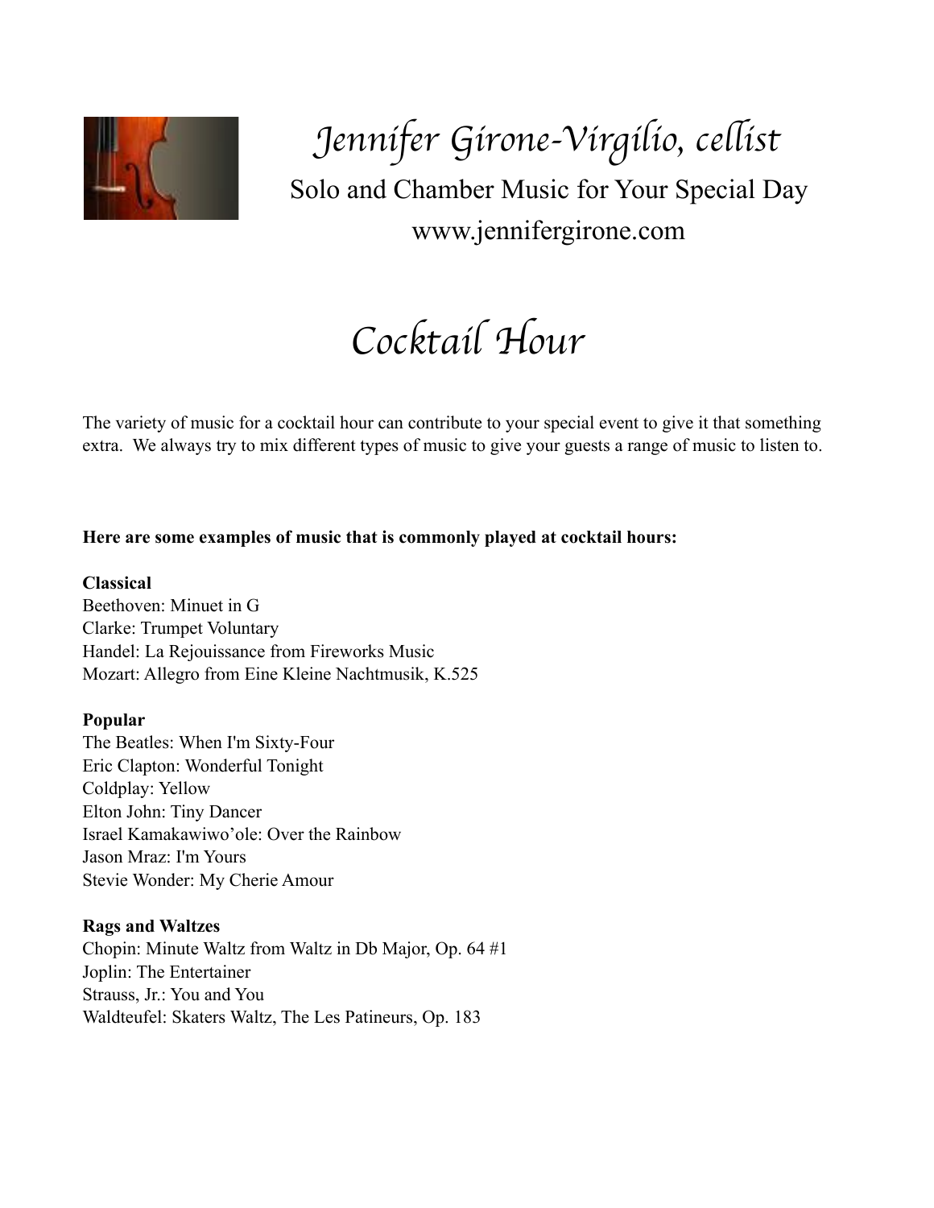# *Jennifer Girone-Virgilio, cellist*

Solo and Chamber Music for Your Special Day

www.jennifergirone.com

## *Cocktail Hour*

The variety of music for a cocktail hour can contribute to your special event to give it that something extra. We always try to mix different types of music to give your guests a range of music to listen to.

**Here are some examples of music that is commonly played at cocktail hours:**

**Classical**

Beethoven: Minuet in G
Clarke: Trumpet Voluntary
Handel: La Rejouissance from Fireworks Music
Mozart: Allegro from Eine Kleine Nachtmusik, K.525

**Popular**

The Beatles: When I'm Sixty-Four
Eric Clapton: Wonderful Tonight
Coldplay: Yellow
Elton John: Tiny Dancer
Israel Kamakawiwo'ole: Over the Rainbow
Jason Mraz: I'm Yours
Stevie Wonder: My Cherie Amour

**Rags and Waltzes**

Chopin: Minute Waltz from Waltz in Db Major, Op. 64 #1
Joplin: The Entertainer
Strauss, Jr.: You and You
Waldteufel: Skaters Waltz, The Les Patineurs, Op. 183